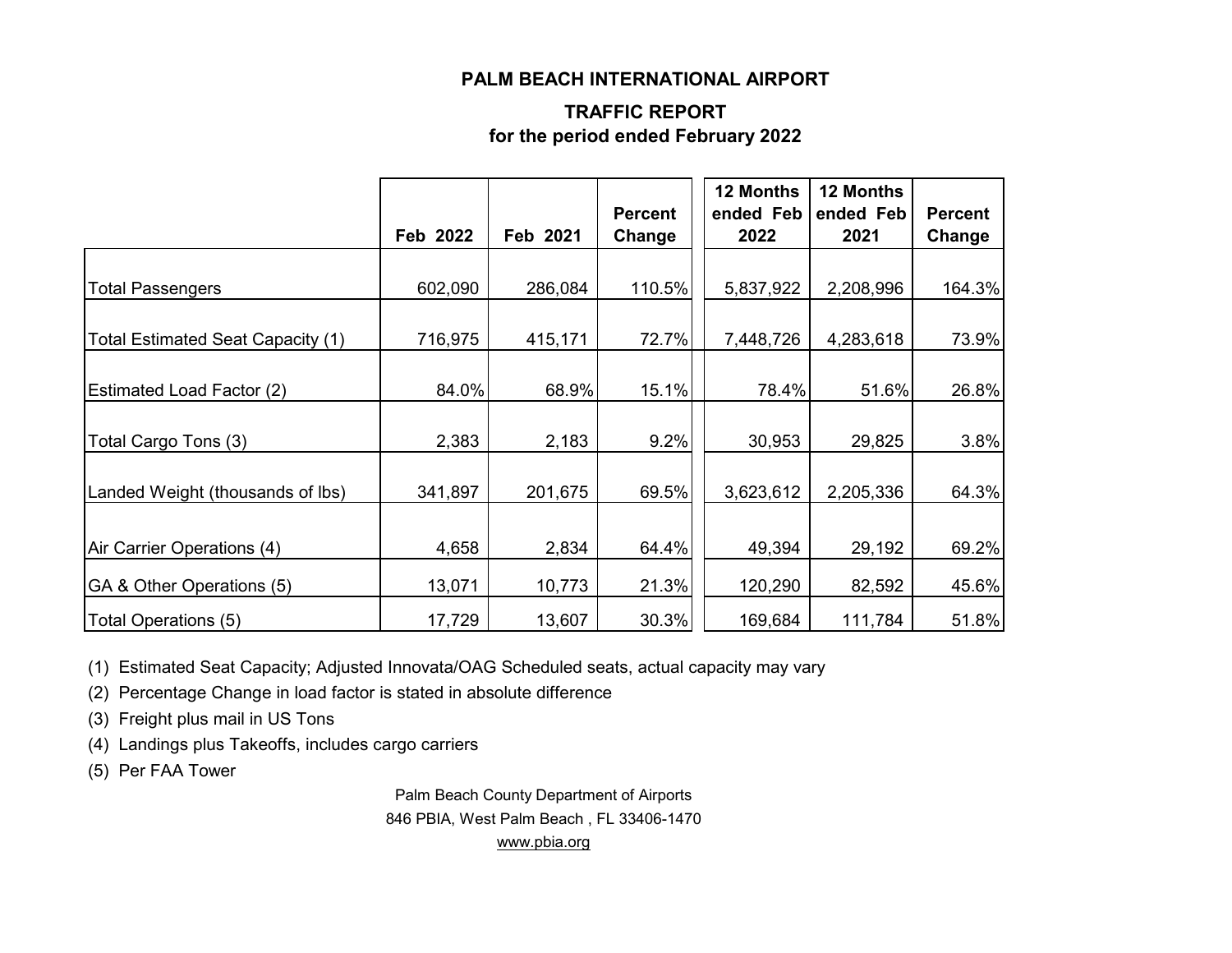# PALM BEACH INTERNATIONAL AIRPORT

## TRAFFIC REPORT
## for the period ended February 2022

| | Feb 2022 | Feb 2021 | Percent Change | 12 Months ended Feb 2022 | 12 Months ended Feb 2021 | Percent Change |
|---|---|---|---|---|---|---|
| Total Passengers | 602,090 | 286,084 | 110.5% | 5,837,922 | 2,208,996 | 164.3% |
| Total Estimated Seat Capacity (1) | 716,975 | 415,171 | 72.7% | 7,448,726 | 4,283,618 | 73.9% |
| Estimated Load Factor (2) | 84.0% | 68.9% | 15.1% | 78.4% | 51.6% | 26.8% |
| Total Cargo Tons (3) | 2,383 | 2,183 | 9.2% | 30,953 | 29,825 | 3.8% |
| Landed Weight (thousands of lbs) | 341,897 | 201,675 | 69.5% | 3,623,612 | 2,205,336 | 64.3% |
| Air Carrier Operations (4) | 4,658 | 2,834 | 64.4% | 49,394 | 29,192 | 69.2% |
| GA & Other Operations (5) | 13,071 | 10,773 | 21.3% | 120,290 | 82,592 | 45.6% |
| Total Operations (5) | 17,729 | 13,607 | 30.3% | 169,684 | 111,784 | 51.8% |

(1) Estimated Seat Capacity; Adjusted Innovata/OAG Scheduled seats, actual capacity may vary

(2) Percentage Change in load factor is stated in absolute difference

(3) Freight plus mail in US Tons

(4) Landings plus Takeoffs, includes cargo carriers

(5) Per FAA Tower

Palm Beach County Department of Airports
846 PBIA, West Palm Beach , FL 33406-1470
www.pbia.org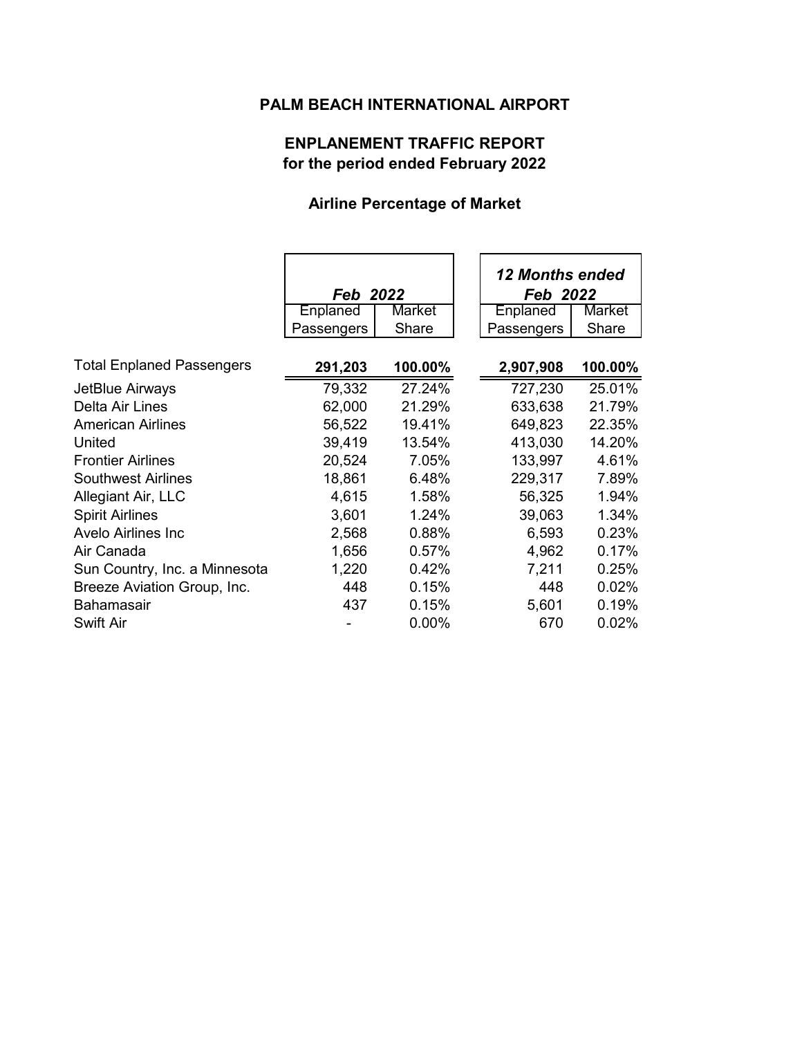# PALM BEACH INTERNATIONAL AIRPORT

## ENPLANEMENT TRAFFIC REPORT
## for the period ended February 2022

### Airline Percentage of Market

| | *Feb 2022* | | *12 Months ended Feb 2022* | |
|---|---|---|---|---|
| | Enplaned Passengers | Market Share | Enplaned Passengers | Market Share |
| Total Enplaned Passengers | **291,203** | **100.00%** | **2,907,908** | **100.00%** |
| JetBlue Airways | 79,332 | 27.24% | 727,230 | 25.01% |
| Delta Air Lines | 62,000 | 21.29% | 633,638 | 21.79% |
| American Airlines | 56,522 | 19.41% | 649,823 | 22.35% |
| United | 39,419 | 13.54% | 413,030 | 14.20% |
| Frontier Airlines | 20,524 | 7.05% | 133,997 | 4.61% |
| Southwest Airlines | 18,861 | 6.48% | 229,317 | 7.89% |
| Allegiant Air, LLC | 4,615 | 1.58% | 56,325 | 1.94% |
| Spirit Airlines | 3,601 | 1.24% | 39,063 | 1.34% |
| Avelo Airlines Inc | 2,568 | 0.88% | 6,593 | 0.23% |
| Air Canada | 1,656 | 0.57% | 4,962 | 0.17% |
| Sun Country, Inc. a Minnesota | 1,220 | 0.42% | 7,211 | 0.25% |
| Breeze Aviation Group, Inc. | 448 | 0.15% | 448 | 0.02% |
| Bahamasair | 437 | 0.15% | 5,601 | 0.19% |
| Swift Air | - | 0.00% | 670 | 0.02% |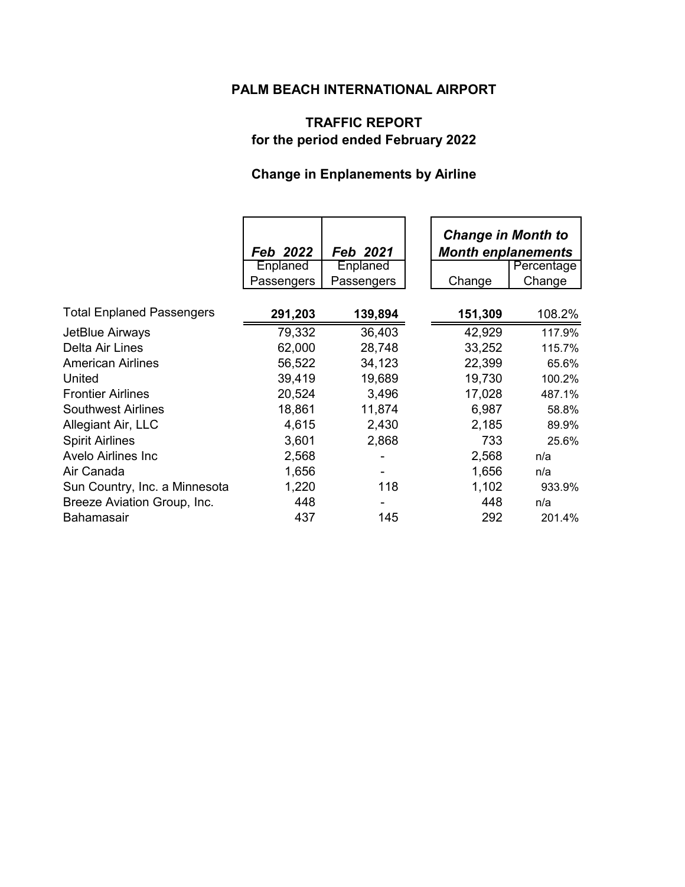# PALM BEACH INTERNATIONAL AIRPORT

## TRAFFIC REPORT
## for the period ended February 2022

### Change in Enplanements by Airline

| | *Feb 2022* | *Feb 2021* | *Change in Month to Month enplanements* | |
|---|---|---|---|---|
| | Enplaned Passengers | Enplaned Passengers | Change | Percentage Change |
| Total Enplaned Passengers | **291,203** | **139,894** | **151,309** | 108.2% |
| JetBlue Airways | 79,332 | 36,403 | 42,929 | 117.9% |
| Delta Air Lines | 62,000 | 28,748 | 33,252 | 115.7% |
| American Airlines | 56,522 | 34,123 | 22,399 | 65.6% |
| United | 39,419 | 19,689 | 19,730 | 100.2% |
| Frontier Airlines | 20,524 | 3,496 | 17,028 | 487.1% |
| Southwest Airlines | 18,861 | 11,874 | 6,987 | 58.8% |
| Allegiant Air, LLC | 4,615 | 2,430 | 2,185 | 89.9% |
| Spirit Airlines | 3,601 | 2,868 | 733 | 25.6% |
| Avelo Airlines Inc | 2,568 | - | 2,568 | n/a |
| Air Canada | 1,656 | - | 1,656 | n/a |
| Sun Country, Inc. a Minnesota | 1,220 | 118 | 1,102 | 933.9% |
| Breeze Aviation Group, Inc. | 448 | - | 448 | n/a |
| Bahamasair | 437 | 145 | 292 | 201.4% |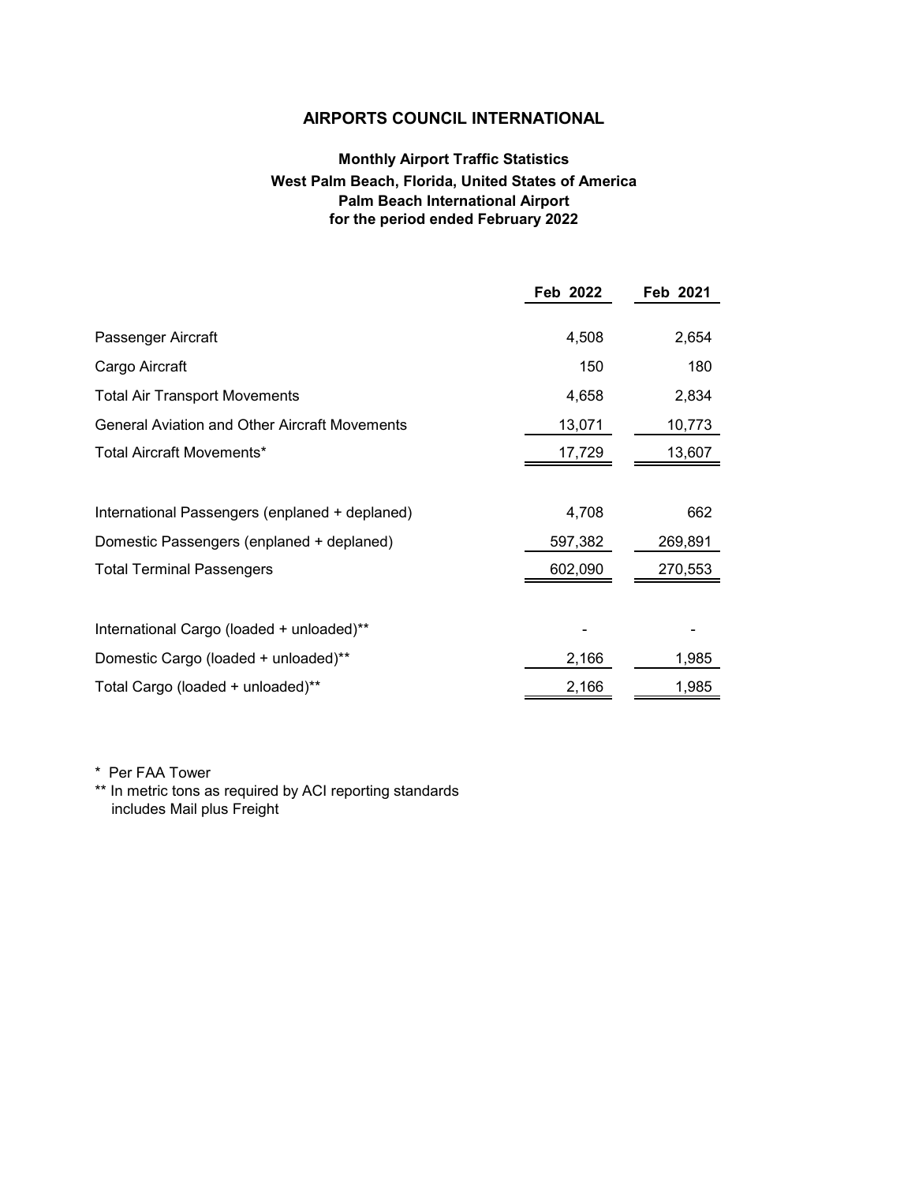# AIRPORTS COUNCIL INTERNATIONAL

## Monthly Airport Traffic Statistics
## West Palm Beach, Florida, United States of America
## Palm Beach International Airport
## for the period ended February 2022

| | Feb 2022 | Feb 2021 |
|---|---|---|
| Passenger Aircraft | 4,508 | 2,654 |
| Cargo Aircraft | 150 | 180 |
| Total Air Transport Movements | 4,658 | 2,834 |
| General Aviation and Other Aircraft Movements | 13,071 | 10,773 |
| Total Aircraft Movements* | 17,729 | 13,607 |
| | | |
| International Passengers (enplaned + deplaned) | 4,708 | 662 |
| Domestic Passengers (enplaned + deplaned) | 597,382 | 269,891 |
| Total Terminal Passengers | 602,090 | 270,553 |
| | | |
| International Cargo (loaded + unloaded)** | - | - |
| Domestic Cargo (loaded + unloaded)** | 2,166 | 1,985 |
| Total Cargo (loaded + unloaded)** | 2,166 | 1,985 |

\* Per FAA Tower

** In metric tons as required by ACI reporting standards
includes Mail plus Freight